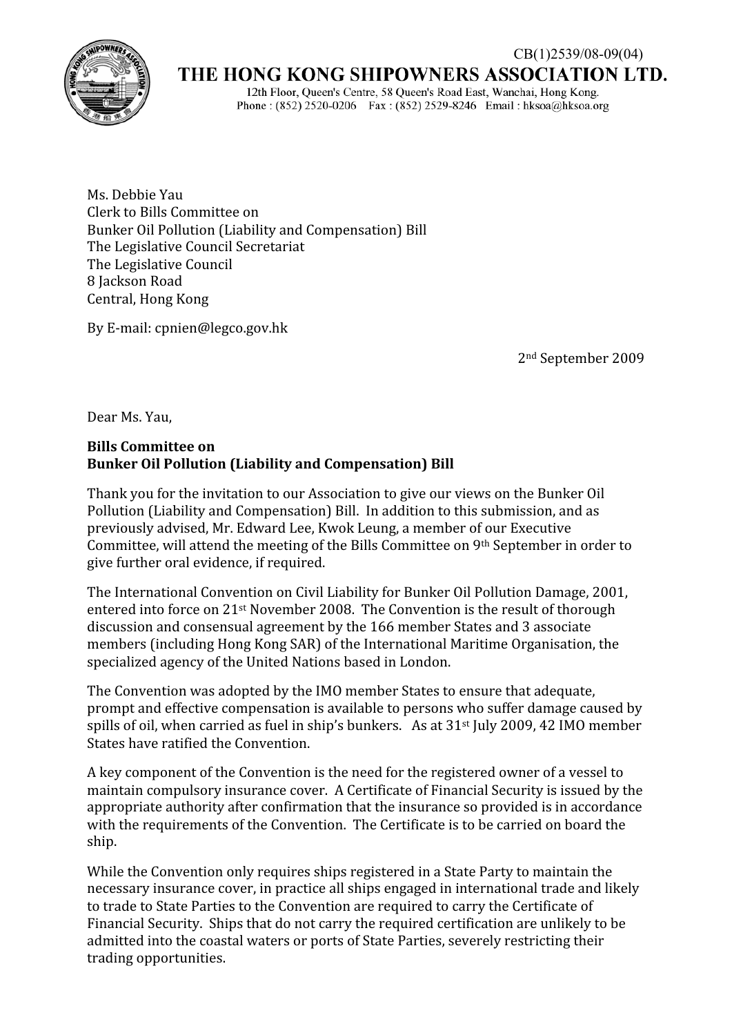CB(1)2539/08-09(04)

# THE HONG KONG SHIPOWNERS ASSOCIATION LTD.

12th Floor, Queen's Centre, 58 Queen's Road East, Wanchai, Hong Kong.
Phone : (852) 2520-0206 Fax : (852) 2529-8246 Email : hksoa@hksoa.org

Ms. Debbie Yau
Clerk to Bills Committee on
Bunker Oil Pollution (Liability and Compensation) Bill
The Legislative Council Secretariat
The Legislative Council
8 Jackson Road
Central, Hong Kong

By E-mail: cpnien@legco.gov.hk

2nd September 2009

Dear Ms. Yau,

**Bills Committee on**
**Bunker Oil Pollution (Liability and Compensation) Bill**

Thank you for the invitation to our Association to give our views on the Bunker Oil Pollution (Liability and Compensation) Bill. In addition to this submission, and as previously advised, Mr. Edward Lee, Kwok Leung, a member of our Executive Committee, will attend the meeting of the Bills Committee on 9th September in order to give further oral evidence, if required.

The International Convention on Civil Liability for Bunker Oil Pollution Damage, 2001, entered into force on 21st November 2008. The Convention is the result of thorough discussion and consensual agreement by the 166 member States and 3 associate members (including Hong Kong SAR) of the International Maritime Organisation, the specialized agency of the United Nations based in London.

The Convention was adopted by the IMO member States to ensure that adequate, prompt and effective compensation is available to persons who suffer damage caused by spills of oil, when carried as fuel in ship's bunkers. As at 31st July 2009, 42 IMO member States have ratified the Convention.

A key component of the Convention is the need for the registered owner of a vessel to maintain compulsory insurance cover. A Certificate of Financial Security is issued by the appropriate authority after confirmation that the insurance so provided is in accordance with the requirements of the Convention. The Certificate is to be carried on board the ship.

While the Convention only requires ships registered in a State Party to maintain the necessary insurance cover, in practice all ships engaged in international trade and likely to trade to State Parties to the Convention are required to carry the Certificate of Financial Security. Ships that do not carry the required certification are unlikely to be admitted into the coastal waters or ports of State Parties, severely restricting their trading opportunities.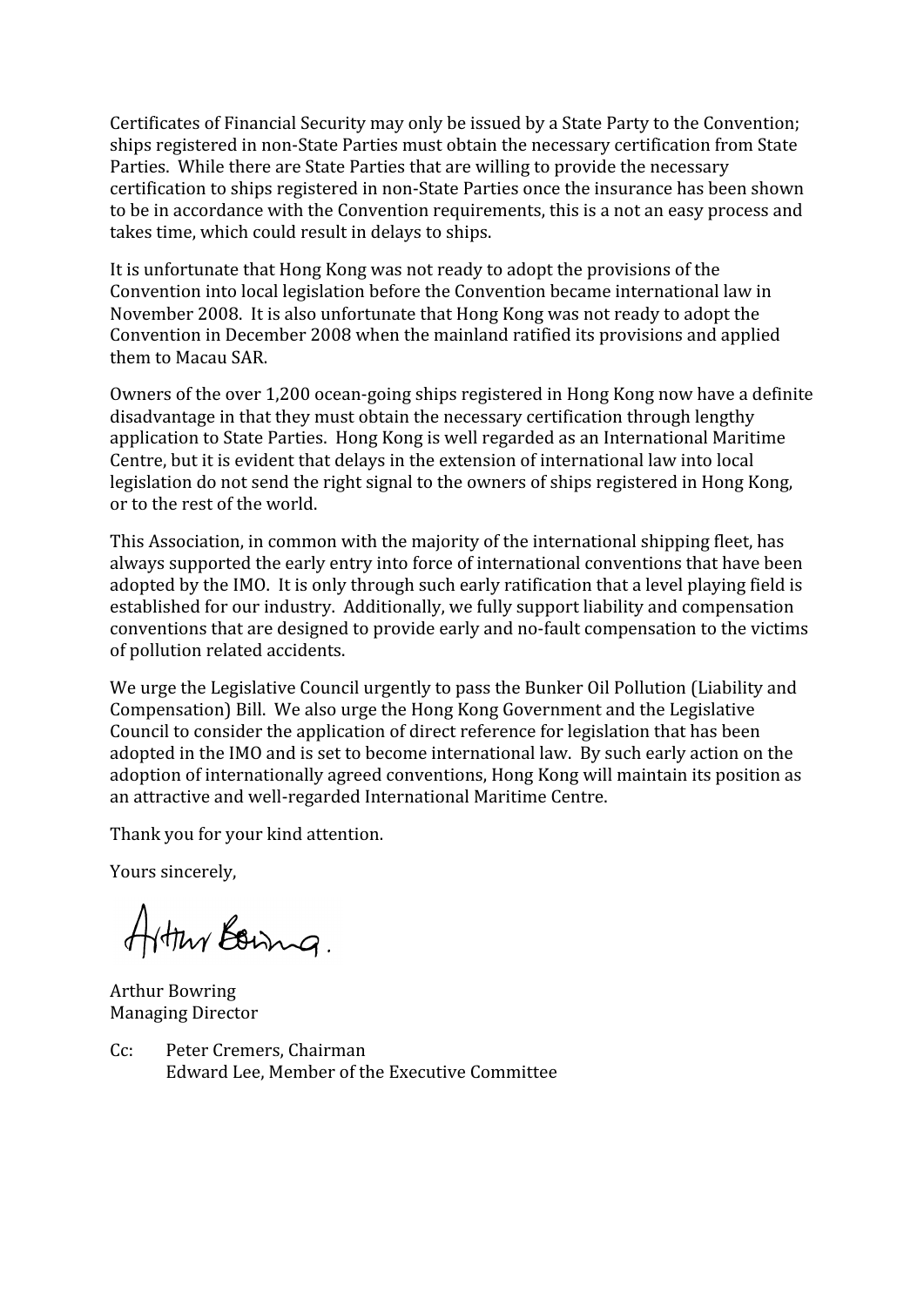Certificates of Financial Security may only be issued by a State Party to the Convention; ships registered in non-State Parties must obtain the necessary certification from State Parties. While there are State Parties that are willing to provide the necessary certification to ships registered in non-State Parties once the insurance has been shown to be in accordance with the Convention requirements, this is a not an easy process and takes time, which could result in delays to ships.

It is unfortunate that Hong Kong was not ready to adopt the provisions of the Convention into local legislation before the Convention became international law in November 2008. It is also unfortunate that Hong Kong was not ready to adopt the Convention in December 2008 when the mainland ratified its provisions and applied them to Macau SAR.

Owners of the over 1,200 ocean-going ships registered in Hong Kong now have a definite disadvantage in that they must obtain the necessary certification through lengthy application to State Parties. Hong Kong is well regarded as an International Maritime Centre, but it is evident that delays in the extension of international law into local legislation do not send the right signal to the owners of ships registered in Hong Kong, or to the rest of the world.

This Association, in common with the majority of the international shipping fleet, has always supported the early entry into force of international conventions that have been adopted by the IMO. It is only through such early ratification that a level playing field is established for our industry. Additionally, we fully support liability and compensation conventions that are designed to provide early and no-fault compensation to the victims of pollution related accidents.

We urge the Legislative Council urgently to pass the Bunker Oil Pollution (Liability and Compensation) Bill. We also urge the Hong Kong Government and the Legislative Council to consider the application of direct reference for legislation that has been adopted in the IMO and is set to become international law. By such early action on the adoption of internationally agreed conventions, Hong Kong will maintain its position as an attractive and well-regarded International Maritime Centre.

Thank you for your kind attention.

Yours sincerely,

Arthur Bowring
Managing Director

Cc: Peter Cremers, Chairman
Edward Lee, Member of the Executive Committee